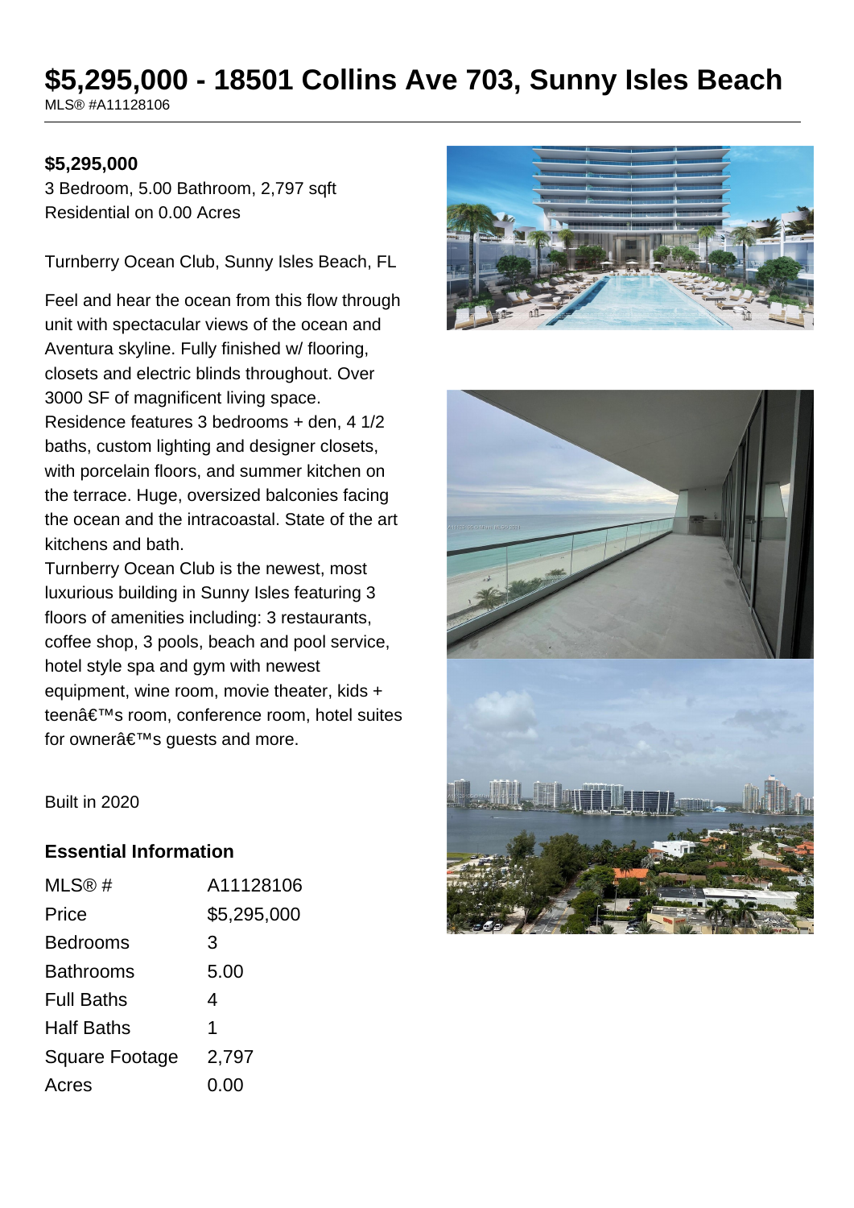# $5,295,000 - 18501 Collins Ave 703, Sunny Isles Beach

MLS® #A11128106

**$5,295,000**

3 Bedroom, 5.00 Bathroom, 2,797 sqft
Residential on 0.00 Acres

Turnberry Ocean Club, Sunny Isles Beach, FL

Feel and hear the ocean from this flow through unit with spectacular views of the ocean and Aventura skyline. Fully finished w/ flooring, closets and electric blinds throughout. Over 3000 SF of magnificent living space. Residence features 3 bedrooms + den, 4 1/2 baths, custom lighting and designer closets, with porcelain floors, and summer kitchen on the terrace. Huge, oversized balconies facing the ocean and the intracoastal. State of the art kitchens and bath.
Turnberry Ocean Club is the newest, most luxurious building in Sunny Isles featuring 3 floors of amenities including: 3 restaurants, coffee shop, 3 pools, beach and pool service, hotel style spa and gym with newest equipment, wine room, movie theater, kids + teenâ€™s room, conference room, hotel suites for ownerâ€™s guests and more.

Built in 2020

## Essential Information

| | |
|---|---|
| MLS® # | A11128106 |
| Price | $5,295,000 |
| Bedrooms | 3 |
| Bathrooms | 5.00 |
| Full Baths | 4 |
| Half Baths | 1 |
| Square Footage | 2,797 |
| Acres | 0.00 |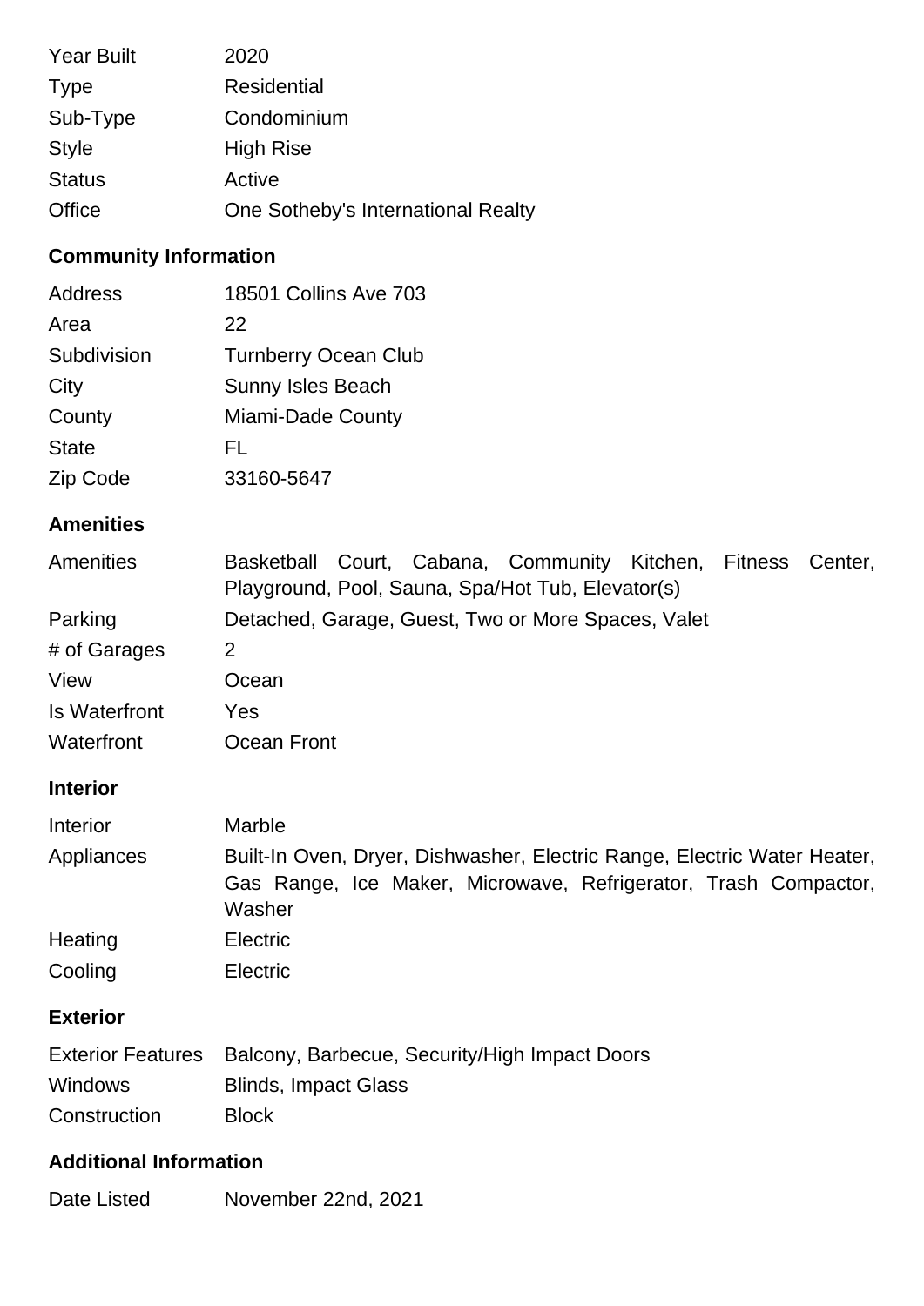| | |
|---|---|
| Year Built | 2020 |
| Type | Residential |
| Sub-Type | Condominium |
| Style | High Rise |
| Status | Active |
| Office | One Sotheby's International Realty |

## Community Information

| | |
|---|---|
| Address | 18501 Collins Ave 703 |
| Area | 22 |
| Subdivision | Turnberry Ocean Club |
| City | Sunny Isles Beach |
| County | Miami-Dade County |
| State | FL |
| Zip Code | 33160-5647 |

## Amenities

| | |
|---|---|
| Amenities | Basketball Court, Cabana, Community Kitchen, Fitness Center, Playground, Pool, Sauna, Spa/Hot Tub, Elevator(s) |
| Parking | Detached, Garage, Guest, Two or More Spaces, Valet |
| # of Garages | 2 |
| View | Ocean |
| Is Waterfront | Yes |
| Waterfront | Ocean Front |

## Interior

| | |
|---|---|
| Interior | Marble |
| Appliances | Built-In Oven, Dryer, Dishwasher, Electric Range, Electric Water Heater, Gas Range, Ice Maker, Microwave, Refrigerator, Trash Compactor, Washer |
| Heating | Electric |
| Cooling | Electric |

## Exterior

| | |
|---|---|
| Exterior Features | Balcony, Barbecue, Security/High Impact Doors |
| Windows | Blinds, Impact Glass |
| Construction | Block |

## Additional Information

| | |
|---|---|
| Date Listed | November 22nd, 2021 |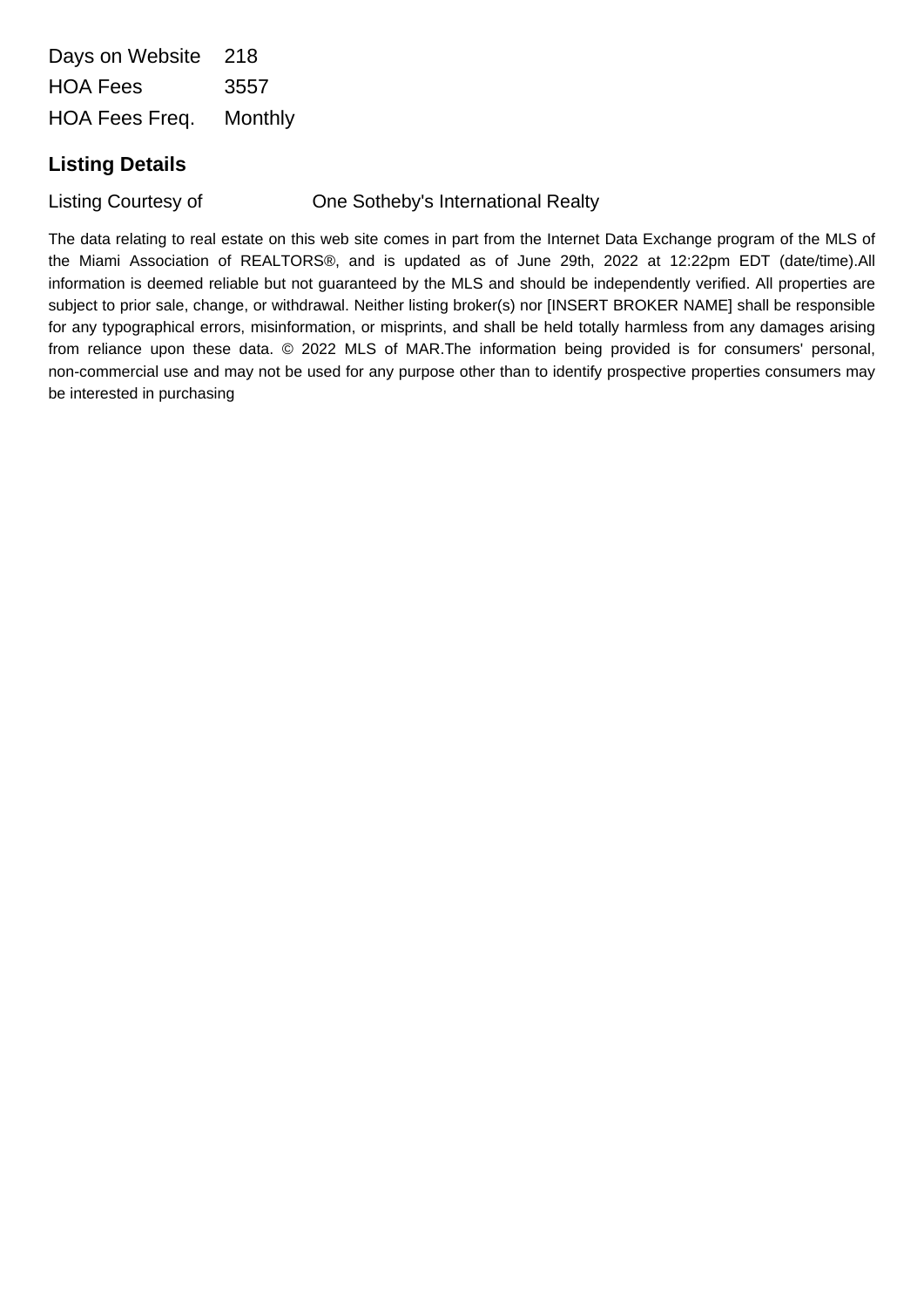| | |
|---|---|
| Days on Website | 218 |
| HOA Fees | 3557 |
| HOA Fees Freq. | Monthly |

## Listing Details

| | |
|---|---|
| Listing Courtesy of | One Sotheby's International Realty |

The data relating to real estate on this web site comes in part from the Internet Data Exchange program of the MLS of the Miami Association of REALTORS®, and is updated as of June 29th, 2022 at 12:22pm EDT (date/time).All information is deemed reliable but not guaranteed by the MLS and should be independently verified. All properties are subject to prior sale, change, or withdrawal. Neither listing broker(s) nor [INSERT BROKER NAME] shall be responsible for any typographical errors, misinformation, or misprints, and shall be held totally harmless from any damages arising from reliance upon these data. © 2022 MLS of MAR.The information being provided is for consumers' personal, non-commercial use and may not be used for any purpose other than to identify prospective properties consumers may be interested in purchasing